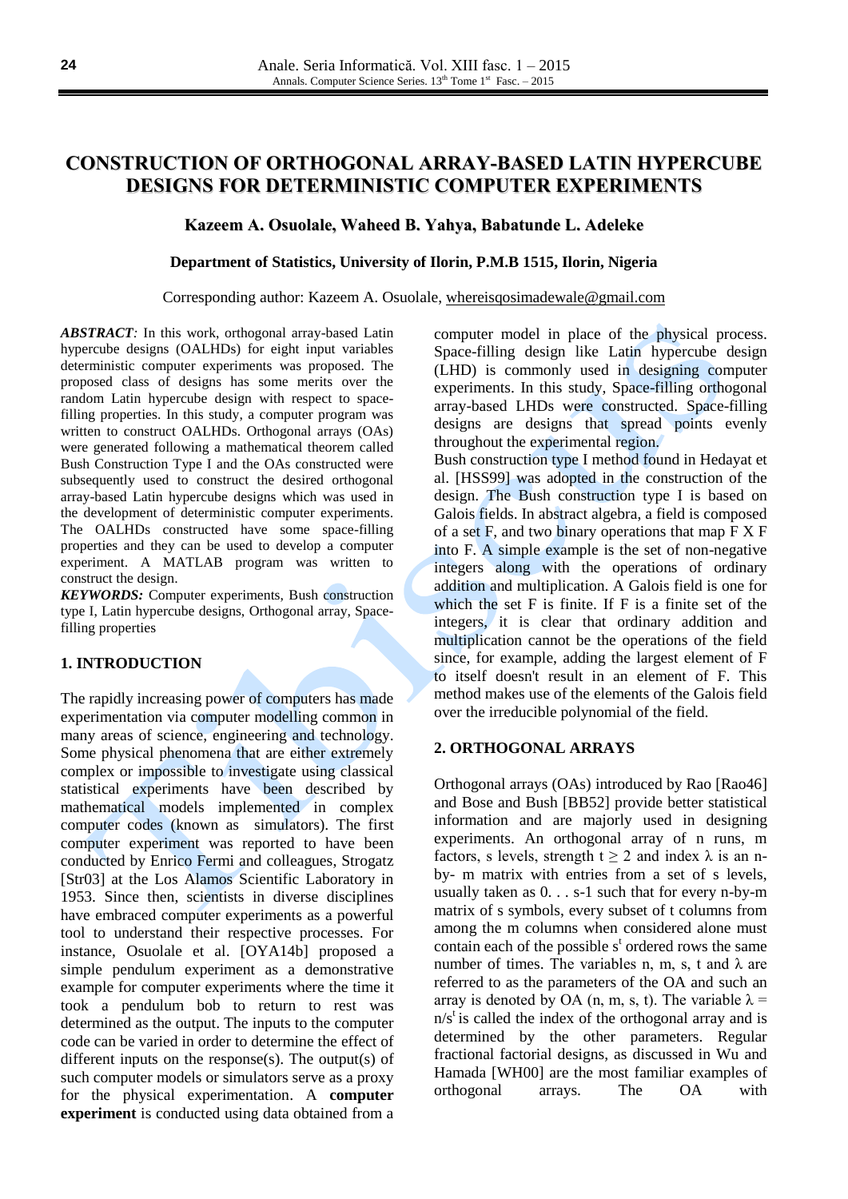# CONSTRUCTION OF ORTHOGONAL ARRAY-BASED LATIN HYPERCUBE DESIGNS FOR DETERMINISTIC COMPUTER EXPERIMENTS

**Kazeem A. Osuolale, Waheed B. Yahya, Babatunde L. Adeleke**

**Department of Statistics, University of Ilorin, P.M.B 1515, Ilorin, Nigeria**

Corresponding author: Kazeem A. Osuolale, whereisqosimadewale@gmail.com

***ABSTRACT:*** In this work, orthogonal array-based Latin hypercube designs (OALHDs) for eight input variables deterministic computer experiments was proposed. The proposed class of designs has some merits over the random Latin hypercube design with respect to space-filling properties. In this study, a computer program was written to construct OALHDs. Orthogonal arrays (OAs) were generated following a mathematical theorem called Bush Construction Type I and the OAs constructed were subsequently used to construct the desired orthogonal array-based Latin hypercube designs which was used in the development of deterministic computer experiments. The OALHDs constructed have some space-filling properties and they can be used to develop a computer experiment. A MATLAB program was written to construct the design.

***KEYWORDS:*** Computer experiments, Bush construction type I, Latin hypercube designs, Orthogonal array, Space-filling properties

## 1. INTRODUCTION

The rapidly increasing power of computers has made experimentation via computer modelling common in many areas of science, engineering and technology. Some physical phenomena that are either extremely complex or impossible to investigate using classical statistical experiments have been described by mathematical models implemented in complex computer codes (known as simulators). The first computer experiment was reported to have been conducted by Enrico Fermi and colleagues, Strogatz [Str03] at the Los Alamos Scientific Laboratory in 1953. Since then, scientists in diverse disciplines have embraced computer experiments as a powerful tool to understand their respective processes. For instance, Osuolale et al. [OYA14b] proposed a simple pendulum experiment as a demonstrative example for computer experiments where the time it took a pendulum bob to return to rest was determined as the output. The inputs to the computer code can be varied in order to determine the effect of different inputs on the response(s). The output(s) of such computer models or simulators serve as a proxy for the physical experimentation. A **computer experiment** is conducted using data obtained from a computer model in place of the physical process. Space-filling design like Latin hypercube design (LHD) is commonly used in designing computer experiments. In this study, Space-filling orthogonal array-based LHDs were constructed. Space-filling designs are designs that spread points evenly throughout the experimental region.

Bush construction type I method found in Hedayat et al. [HSS99] was adopted in the construction of the design. The Bush construction type I is based on Galois fields. In abstract algebra, a field is composed of a set F, and two binary operations that map F X F into F. A simple example is the set of non-negative integers along with the operations of ordinary addition and multiplication. A Galois field is one for which the set F is finite. If F is a finite set of the integers, it is clear that ordinary addition and multiplication cannot be the operations of the field since, for example, adding the largest element of F to itself doesn't result in an element of F. This method makes use of the elements of the Galois field over the irreducible polynomial of the field.

## 2. ORTHOGONAL ARRAYS

Orthogonal arrays (OAs) introduced by Rao [Rao46] and Bose and Bush [BB52] provide better statistical information and are majorly used in designing experiments. An orthogonal array of n runs, m factors, s levels, strength $t \geq 2$ and index $\lambda$ is an n-by- m matrix with entries from a set of s levels, usually taken as 0. . . s-1 such that for every n-by-m matrix of s symbols, every subset of t columns from among the m columns when considered alone must contain each of the possible $s^t$ ordered rows the same number of times. The variables n, m, s, t and $\lambda$ are referred to as the parameters of the OA and such an array is denoted by OA (n, m, s, t). The variable $\lambda = n/s^t$ is called the index of the orthogonal array and is determined by the other parameters. Regular fractional factorial designs, as discussed in Wu and Hamada [WH00] are the most familiar examples of orthogonal arrays. The OA with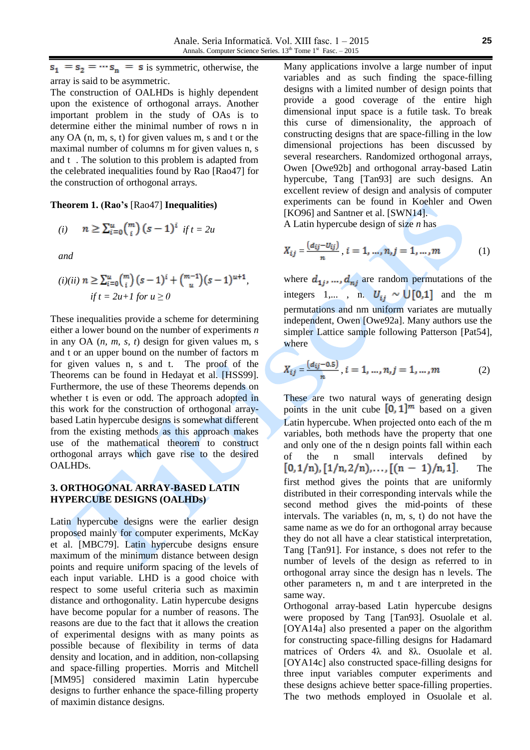$s_1 = s_2 = \cdots s_n = s$ is symmetric, otherwise, the array is said to be asymmetric.

The construction of OALHDs is highly dependent upon the existence of orthogonal arrays. Another important problem in the study of OAs is to determine either the minimal number of rows n in any OA (n, m, s, t) for given values m, s and t or the maximal number of columns m for given values n, s and t . The solution to this problem is adapted from the celebrated inequalities found by Rao [Rao47] for the construction of orthogonal arrays.

**Theorem 1. (Rao's** [Rao47] **Inequalities)**

*(i)* $n \geq \sum_{i=0}^{u} \binom{m}{i} (s-1)^i$ *if t = 2u*

*and*

*(i)(ii)* $n \geq \sum_{i=0}^{u} \binom{m}{i} (s-1)^i + \binom{m-1}{u} (s-1)^{u+1}$,
*if t = 2u+1 for u ≥ 0*

These inequalities provide a scheme for determining either a lower bound on the number of experiments *n* in any OA (*n, m, s, t*) design for given values m, s and t or an upper bound on the number of factors m for given values n, s and t. The proof of the Theorems can be found in Hedayat et al. [HSS99]. Furthermore, the use of these Theorems depends on whether t is even or odd. The approach adopted in this work for the construction of orthogonal array-based Latin hypercube designs is somewhat different from the existing methods as this approach makes use of the mathematical theorem to construct orthogonal arrays which gave rise to the desired OALHDs.

## 3. ORTHOGONAL ARRAY-BASED LATIN HYPERCUBE DESIGNS (OALHDs)

Latin hypercube designs were the earlier design proposed mainly for computer experiments, McKay et al. [MBC79]. Latin hypercube designs ensure maximum of the minimum distance between design points and require uniform spacing of the levels of each input variable. LHD is a good choice with respect to some useful criteria such as maximin distance and orthogonality. Latin hypercube designs have become popular for a number of reasons. The reasons are due to the fact that it allows the creation of experimental designs with as many points as possible because of flexibility in terms of data density and location, and in addition, non-collapsing and space-filling properties. Morris and Mitchell [MM95] considered maximin Latin hypercube designs to further enhance the space-filling property of maximin distance designs.

Many applications involve a large number of input variables and as such finding the space-filling designs with a limited number of design points that provide a good coverage of the entire high dimensional input space is a futile task. To break this curse of dimensionality, the approach of constructing designs that are space-filling in the low dimensional projections has been discussed by several researchers. Randomized orthogonal arrays, Owen [Owe92b] and orthogonal array-based Latin hypercube, Tang [Tan93] are such designs. An excellent review of design and analysis of computer experiments can be found in Koehler and Owen [KO96] and Santner et al. [SWN14].

A Latin hypercube design of size *n* has

$$X_{ij} = \frac{(d_{ij} - U_{ij})}{n}, i = 1, \ldots, n, j = 1, \ldots, m \qquad (1)$$

where $d_{1j}, \ldots, d_{nj}$ are random permutations of the integers 1,... , n. $U_{ij} \sim U[0,1]$ and the m permutations and nm uniform variates are mutually independent, Owen [Owe92a]. Many authors use the simpler Lattice sample following Patterson [Pat54], where

$$X_{ij} = \frac{(d_{ij} - 0.5)}{n}, i = 1, \ldots, n, j = 1, \ldots, m \qquad (2)$$

These are two natural ways of generating design points in the unit cube $[0,1]^m$ based on a given Latin hypercube. When projected onto each of the m variables, both methods have the property that one and only one of the n design points fall within each of the n small intervals defined by $[0, 1/n), [1/n, 2/n), \ldots, [(n-1)/n, 1]$. The first method gives the points that are uniformly distributed in their corresponding intervals while the second method gives the mid-points of these intervals. The variables (n, m, s, t) do not have the same name as we do for an orthogonal array because they do not all have a clear statistical interpretation, Tang [Tan91]. For instance, s does not refer to the number of levels of the design as referred to in orthogonal array since the design has n levels. The other parameters n, m and t are interpreted in the same way.

Orthogonal array-based Latin hypercube designs were proposed by Tang [Tan93]. Osuolale et al. [OYA14a] also presented a paper on the algorithm for constructing space-filling designs for Hadamard matrices of Orders 4λ and 8λ. Osuolale et al. [OYA14c] also constructed space-filling designs for three input variables computer experiments and these designs achieve better space-filling properties. The two methods employed in Osuolale et al.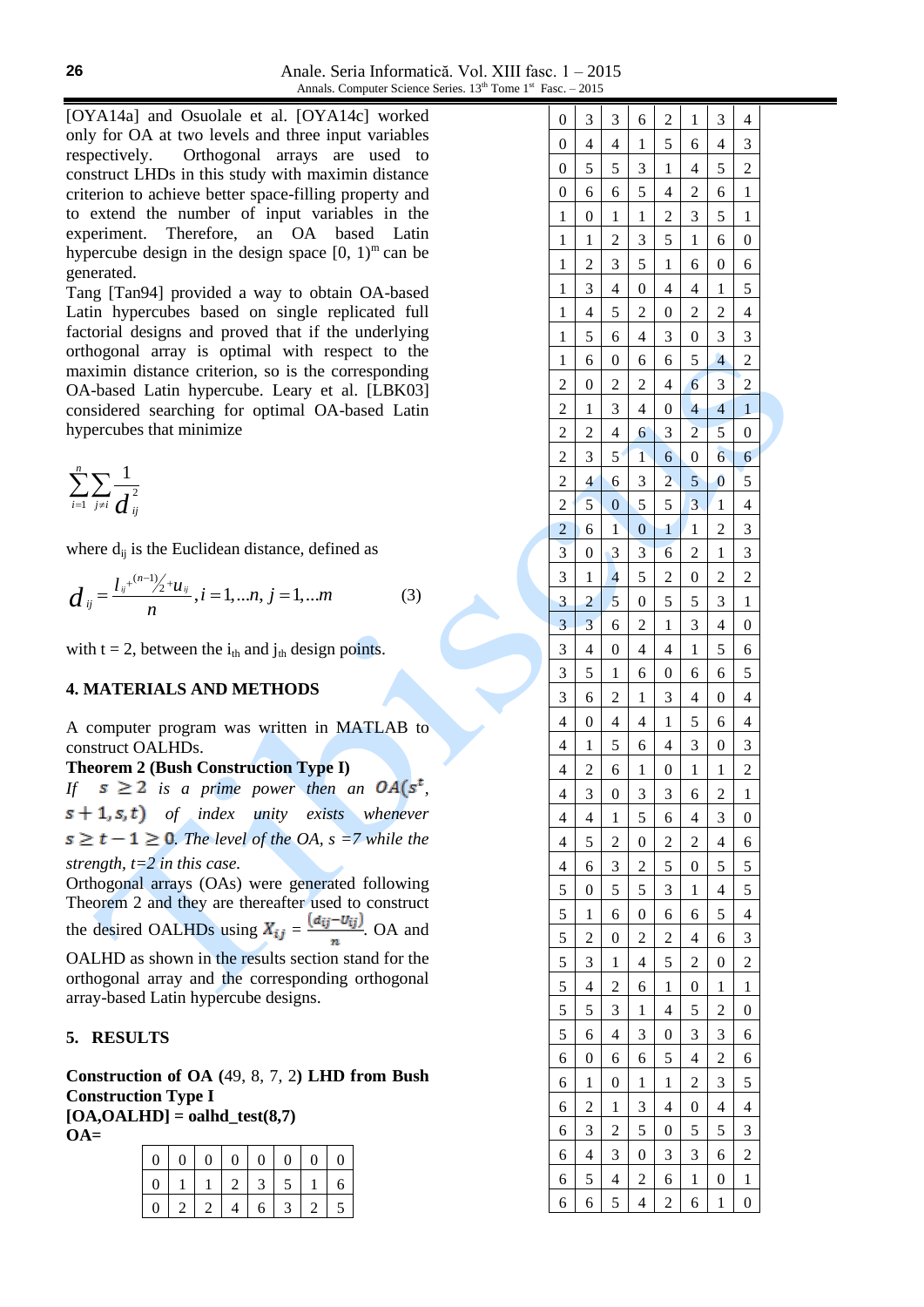[OYA14a] and Osuolale et al. [OYA14c] worked only for OA at two levels and three input variables respectively. Orthogonal arrays are used to construct LHDs in this study with maximin distance criterion to achieve better space-filling property and to extend the number of input variables in the experiment. Therefore, an OA based Latin hypercube design in the design space $[0, 1)^m$ can be generated.

Tang [Tan94] provided a way to obtain OA-based Latin hypercubes based on single replicated full factorial designs and proved that if the underlying orthogonal array is optimal with respect to the maximin distance criterion, so is the corresponding OA-based Latin hypercube. Leary et al. [LBK03] considered searching for optimal OA-based Latin hypercubes that minimize

$$\sum_{i=1}^{n}\sum_{j\neq i}\frac{1}{d_{ij}^{2}}$$

where $d_{ij}$ is the Euclidean distance, defined as

$$d_{ij}=\frac{l_{ij}+{}^{(n-1)}\!/_{2}+u_{ij}}{n}, i=1,\ldots n,\ j=1,\ldots m \qquad (3)$$

with t = 2, between the $i_{th}$ and $j_{th}$ design points.

## 4. MATERIALS AND METHODS

A computer program was written in MATLAB to construct OALHDs.

**Theorem 2 (Bush Construction Type I)**

*If $s \geq 2$ is a prime power then an $OA(s^t, s+1, s, t)$ of index unity exists whenever $s \geq t-1 \geq 0$. The level of the OA, s =7 while the strength, t=2 in this case.*

Orthogonal arrays (OAs) were generated following Theorem 2 and they are thereafter used to construct the desired OALHDs using $X_{ij} = \frac{(d_{ij}-U_{ij})}{n}$. OA and OALHD as shown in the results section stand for the orthogonal array and the corresponding orthogonal array-based Latin hypercube designs.

## 5. RESULTS

**Construction of OA (49, 8, 7, 2) LHD from Bush Construction Type I**

**[OA,OALHD] = oalhd_test(8,7)**

**OA=**

| | | | | | | | |
|---|---|---|---|---|---|---|---|
| 0 | 0 | 0 | 0 | 0 | 0 | 0 | 0 |
| 0 | 1 | 1 | 2 | 3 | 5 | 1 | 6 |
| 0 | 2 | 2 | 4 | 6 | 3 | 2 | 5 |
| 0 | 3 | 3 | 6 | 2 | 1 | 3 | 4 |
| 0 | 4 | 4 | 1 | 5 | 6 | 4 | 3 |
| 0 | 5 | 5 | 3 | 1 | 4 | 5 | 2 |
| 0 | 6 | 6 | 5 | 4 | 2 | 6 | 1 |
| 1 | 0 | 1 | 1 | 2 | 3 | 5 | 1 |
| 1 | 1 | 2 | 3 | 5 | 1 | 6 | 0 |
| 1 | 2 | 3 | 5 | 1 | 6 | 0 | 6 |
| 1 | 3 | 4 | 0 | 4 | 4 | 1 | 5 |
| 1 | 4 | 5 | 2 | 0 | 2 | 2 | 4 |
| 1 | 5 | 6 | 4 | 3 | 0 | 3 | 3 |
| 1 | 6 | 0 | 6 | 6 | 5 | 4 | 2 |
| 2 | 0 | 2 | 2 | 4 | 6 | 3 | 2 |
| 2 | 1 | 3 | 4 | 0 | 4 | 4 | 1 |
| 2 | 2 | 4 | 6 | 3 | 2 | 5 | 0 |
| 2 | 3 | 5 | 1 | 6 | 0 | 6 | 6 |
| 2 | 4 | 6 | 3 | 2 | 5 | 0 | 5 |
| 2 | 5 | 0 | 5 | 5 | 3 | 1 | 4 |
| 2 | 6 | 1 | 0 | 1 | 1 | 2 | 3 |
| 3 | 0 | 3 | 3 | 6 | 2 | 1 | 3 |
| 3 | 1 | 4 | 5 | 2 | 0 | 2 | 2 |
| 3 | 2 | 5 | 0 | 5 | 5 | 3 | 1 |
| 3 | 3 | 6 | 2 | 1 | 3 | 4 | 0 |
| 3 | 4 | 0 | 4 | 4 | 1 | 5 | 6 |
| 3 | 5 | 1 | 6 | 0 | 6 | 6 | 5 |
| 3 | 6 | 2 | 1 | 3 | 4 | 0 | 4 |
| 4 | 0 | 4 | 4 | 1 | 5 | 6 | 4 |
| 4 | 1 | 5 | 6 | 4 | 3 | 0 | 3 |
| 4 | 2 | 6 | 1 | 0 | 1 | 1 | 2 |
| 4 | 3 | 0 | 3 | 3 | 6 | 2 | 1 |
| 4 | 4 | 1 | 5 | 6 | 4 | 3 | 0 |
| 4 | 5 | 2 | 0 | 2 | 2 | 4 | 6 |
| 4 | 6 | 3 | 2 | 5 | 0 | 5 | 5 |
| 5 | 0 | 5 | 5 | 3 | 1 | 4 | 5 |
| 5 | 1 | 6 | 0 | 6 | 6 | 5 | 4 |
| 5 | 2 | 0 | 2 | 2 | 4 | 6 | 3 |
| 5 | 3 | 1 | 4 | 5 | 2 | 0 | 2 |
| 5 | 4 | 2 | 6 | 1 | 0 | 1 | 1 |
| 5 | 5 | 3 | 1 | 4 | 5 | 2 | 0 |
| 5 | 6 | 4 | 3 | 0 | 3 | 3 | 6 |
| 6 | 0 | 6 | 6 | 5 | 4 | 2 | 6 |
| 6 | 1 | 0 | 1 | 1 | 2 | 3 | 5 |
| 6 | 2 | 1 | 3 | 4 | 0 | 4 | 4 |
| 6 | 3 | 2 | 5 | 0 | 5 | 5 | 3 |
| 6 | 4 | 3 | 0 | 3 | 3 | 6 | 2 |
| 6 | 5 | 4 | 2 | 6 | 1 | 0 | 1 |
| 6 | 6 | 5 | 4 | 2 | 6 | 1 | 0 |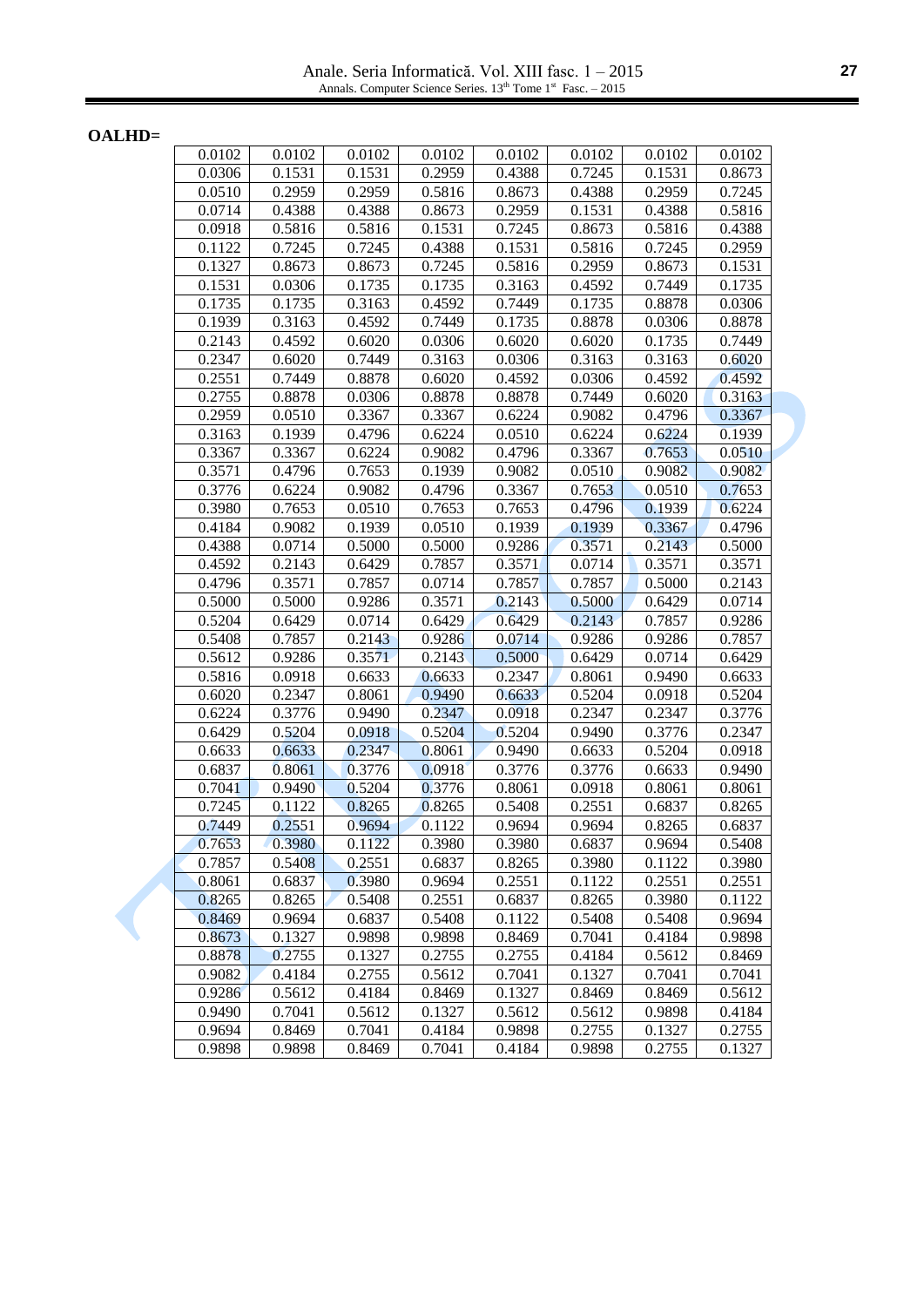**OALHD=**

| | | | | | | | |
|---|---|---|---|---|---|---|---|
| 0.0102 | 0.0102 | 0.0102 | 0.0102 | 0.0102 | 0.0102 | 0.0102 | 0.0102 |
| 0.0306 | 0.1531 | 0.1531 | 0.2959 | 0.4388 | 0.7245 | 0.1531 | 0.8673 |
| 0.0510 | 0.2959 | 0.2959 | 0.5816 | 0.8673 | 0.4388 | 0.2959 | 0.7245 |
| 0.0714 | 0.4388 | 0.4388 | 0.8673 | 0.2959 | 0.1531 | 0.4388 | 0.5816 |
| 0.0918 | 0.5816 | 0.5816 | 0.1531 | 0.7245 | 0.8673 | 0.5816 | 0.4388 |
| 0.1122 | 0.7245 | 0.7245 | 0.4388 | 0.1531 | 0.5816 | 0.7245 | 0.2959 |
| 0.1327 | 0.8673 | 0.8673 | 0.7245 | 0.5816 | 0.2959 | 0.8673 | 0.1531 |
| 0.1531 | 0.0306 | 0.1735 | 0.1735 | 0.3163 | 0.4592 | 0.7449 | 0.1735 |
| 0.1735 | 0.1735 | 0.3163 | 0.4592 | 0.7449 | 0.1735 | 0.8878 | 0.0306 |
| 0.1939 | 0.3163 | 0.4592 | 0.7449 | 0.1735 | 0.8878 | 0.0306 | 0.8878 |
| 0.2143 | 0.4592 | 0.6020 | 0.0306 | 0.6020 | 0.6020 | 0.1735 | 0.7449 |
| 0.2347 | 0.6020 | 0.7449 | 0.3163 | 0.0306 | 0.3163 | 0.3163 | 0.6020 |
| 0.2551 | 0.7449 | 0.8878 | 0.6020 | 0.4592 | 0.0306 | 0.4592 | 0.4592 |
| 0.2755 | 0.8878 | 0.0306 | 0.8878 | 0.8878 | 0.7449 | 0.6020 | 0.3163 |
| 0.2959 | 0.0510 | 0.3367 | 0.3367 | 0.6224 | 0.9082 | 0.4796 | 0.3367 |
| 0.3163 | 0.1939 | 0.4796 | 0.6224 | 0.0510 | 0.6224 | 0.6224 | 0.1939 |
| 0.3367 | 0.3367 | 0.6224 | 0.9082 | 0.4796 | 0.3367 | 0.7653 | 0.0510 |
| 0.3571 | 0.4796 | 0.7653 | 0.1939 | 0.9082 | 0.0510 | 0.9082 | 0.9082 |
| 0.3776 | 0.6224 | 0.9082 | 0.4796 | 0.3367 | 0.7653 | 0.0510 | 0.7653 |
| 0.3980 | 0.7653 | 0.0510 | 0.7653 | 0.7653 | 0.4796 | 0.1939 | 0.6224 |
| 0.4184 | 0.9082 | 0.1939 | 0.0510 | 0.1939 | 0.1939 | 0.3367 | 0.4796 |
| 0.4388 | 0.0714 | 0.5000 | 0.5000 | 0.9286 | 0.3571 | 0.2143 | 0.5000 |
| 0.4592 | 0.2143 | 0.6429 | 0.7857 | 0.3571 | 0.0714 | 0.3571 | 0.3571 |
| 0.4796 | 0.3571 | 0.7857 | 0.0714 | 0.7857 | 0.7857 | 0.5000 | 0.2143 |
| 0.5000 | 0.5000 | 0.9286 | 0.3571 | 0.2143 | 0.5000 | 0.6429 | 0.0714 |
| 0.5204 | 0.6429 | 0.0714 | 0.6429 | 0.6429 | 0.2143 | 0.7857 | 0.9286 |
| 0.5408 | 0.7857 | 0.2143 | 0.9286 | 0.0714 | 0.9286 | 0.9286 | 0.7857 |
| 0.5612 | 0.9286 | 0.3571 | 0.2143 | 0.5000 | 0.6429 | 0.0714 | 0.6429 |
| 0.5816 | 0.0918 | 0.6633 | 0.6633 | 0.2347 | 0.8061 | 0.9490 | 0.6633 |
| 0.6020 | 0.2347 | 0.8061 | 0.9490 | 0.6633 | 0.5204 | 0.0918 | 0.5204 |
| 0.6224 | 0.3776 | 0.9490 | 0.2347 | 0.0918 | 0.2347 | 0.2347 | 0.3776 |
| 0.6429 | 0.5204 | 0.0918 | 0.5204 | 0.5204 | 0.9490 | 0.3776 | 0.2347 |
| 0.6633 | 0.6633 | 0.2347 | 0.8061 | 0.9490 | 0.6633 | 0.5204 | 0.0918 |
| 0.6837 | 0.8061 | 0.3776 | 0.0918 | 0.3776 | 0.3776 | 0.6633 | 0.9490 |
| 0.7041 | 0.9490 | 0.5204 | 0.3776 | 0.8061 | 0.0918 | 0.8061 | 0.8061 |
| 0.7245 | 0.1122 | 0.8265 | 0.8265 | 0.5408 | 0.2551 | 0.6837 | 0.8265 |
| 0.7449 | 0.2551 | 0.9694 | 0.1122 | 0.9694 | 0.9694 | 0.8265 | 0.6837 |
| 0.7653 | 0.3980 | 0.1122 | 0.3980 | 0.3980 | 0.6837 | 0.9694 | 0.5408 |
| 0.7857 | 0.5408 | 0.2551 | 0.6837 | 0.8265 | 0.3980 | 0.1122 | 0.3980 |
| 0.8061 | 0.6837 | 0.3980 | 0.9694 | 0.2551 | 0.1122 | 0.2551 | 0.2551 |
| 0.8265 | 0.8265 | 0.5408 | 0.2551 | 0.6837 | 0.8265 | 0.3980 | 0.1122 |
| 0.8469 | 0.9694 | 0.6837 | 0.5408 | 0.1122 | 0.5408 | 0.5408 | 0.9694 |
| 0.8673 | 0.1327 | 0.9898 | 0.9898 | 0.8469 | 0.7041 | 0.4184 | 0.9898 |
| 0.8878 | 0.2755 | 0.1327 | 0.2755 | 0.2755 | 0.4184 | 0.5612 | 0.8469 |
| 0.9082 | 0.4184 | 0.2755 | 0.5612 | 0.7041 | 0.1327 | 0.7041 | 0.7041 |
| 0.9286 | 0.5612 | 0.4184 | 0.8469 | 0.1327 | 0.8469 | 0.8469 | 0.5612 |
| 0.9490 | 0.7041 | 0.5612 | 0.1327 | 0.5612 | 0.5612 | 0.9898 | 0.4184 |
| 0.9694 | 0.8469 | 0.7041 | 0.4184 | 0.9898 | 0.2755 | 0.1327 | 0.2755 |
| 0.9898 | 0.9898 | 0.8469 | 0.7041 | 0.4184 | 0.9898 | 0.2755 | 0.1327 |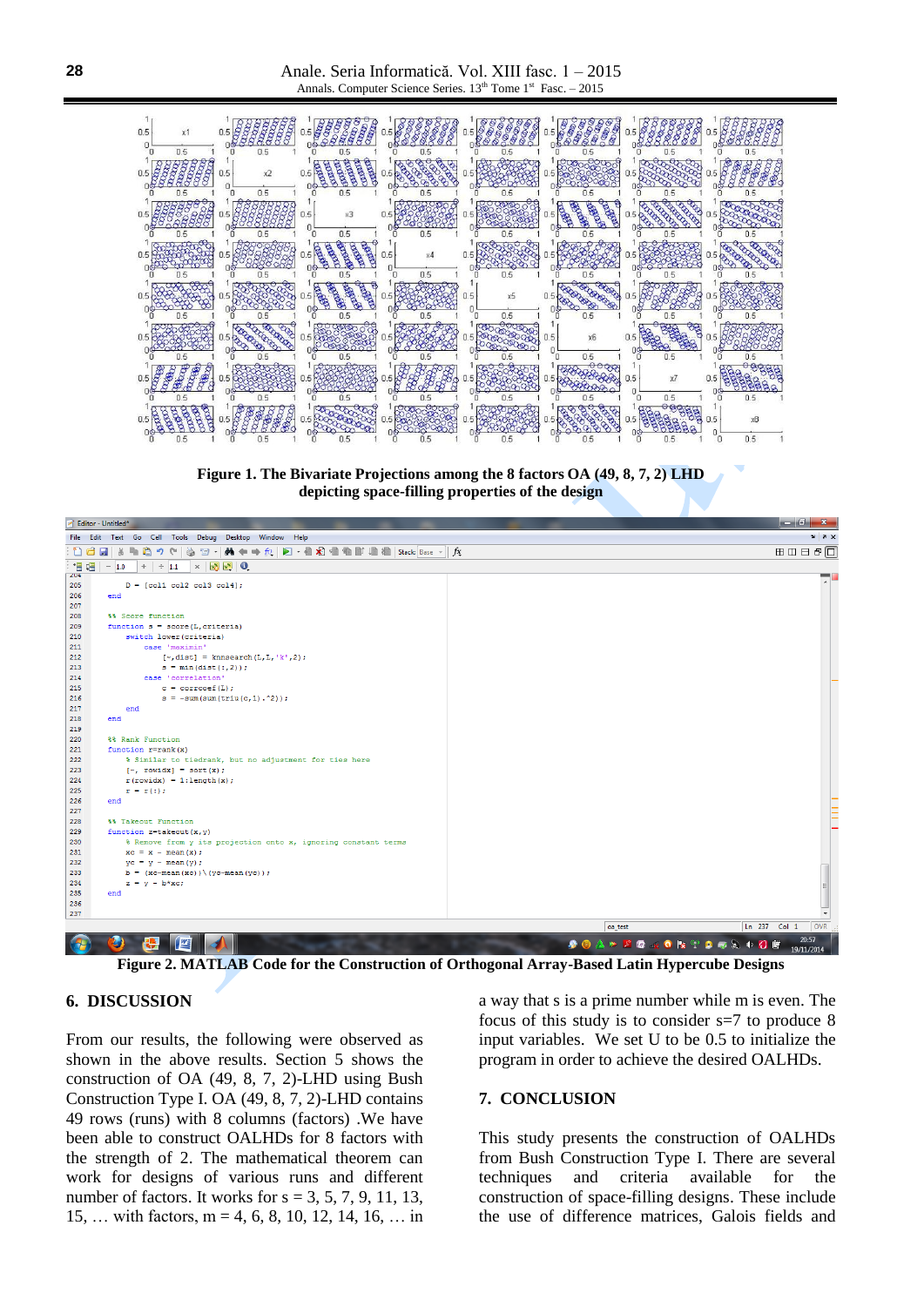**Figure 1. The Bivariate Projections among the 8 factors OA (49, 8, 7, 2) LHD depicting space-filling properties of the design**

```
204
205        D = [col1 col2 col3 col4];
206    end
207
208    %% Score function
209    function s = score(L,criteria)
210        switch lower(criteria)
211            case 'maximin'
212                [~,dist] = knnsearch(L,L,'k',2);
213                s = min(dist(:,2));
214            case 'correlation'
215                c = corrcoef(L);
216                s = -sum(sum(triu(c,1).^2));
217        end
218    end
219
220    %% Rank Function
221    function r=rank(x)
222        % Similar to tiedrank, but no adjustment for ties here
223        [~, rowidx] = sort(x);
224        r(rowidx) = 1:length(x);
225        r = r(:);
226    end
227
228    %% Takeout Function
229    function z=takeout(x,y)
230        % Remove from y its projection onto x, ignoring constant terms
231        xc = x - mean(x);
232        yc = y - mean(y);
233        b = (xc-mean(xc))\(yc-mean(yc));
234        z = y - b*xc;
235    end
236
237
```

**Figure 2. MATLAB Code for the Construction of Orthogonal Array-Based Latin Hypercube Designs**

## 6. DISCUSSION

From our results, the following were observed as shown in the above results. Section 5 shows the construction of OA (49, 8, 7, 2)-LHD using Bush Construction Type I. OA (49, 8, 7, 2)-LHD contains 49 rows (runs) with 8 columns (factors) .We have been able to construct OALHDs for 8 factors with the strength of 2. The mathematical theorem can work for designs of various runs and different number of factors. It works for s = 3, 5, 7, 9, 11, 13, 15, … with factors, m = 4, 6, 8, 10, 12, 14, 16, … in a way that s is a prime number while m is even. The focus of this study is to consider s=7 to produce 8 input variables. We set U to be 0.5 to initialize the program in order to achieve the desired OALHDs.

## 7. CONCLUSION

This study presents the construction of OALHDs from Bush Construction Type I. There are several techniques and criteria available for the construction of space-filling designs. These include the use of difference matrices, Galois fields and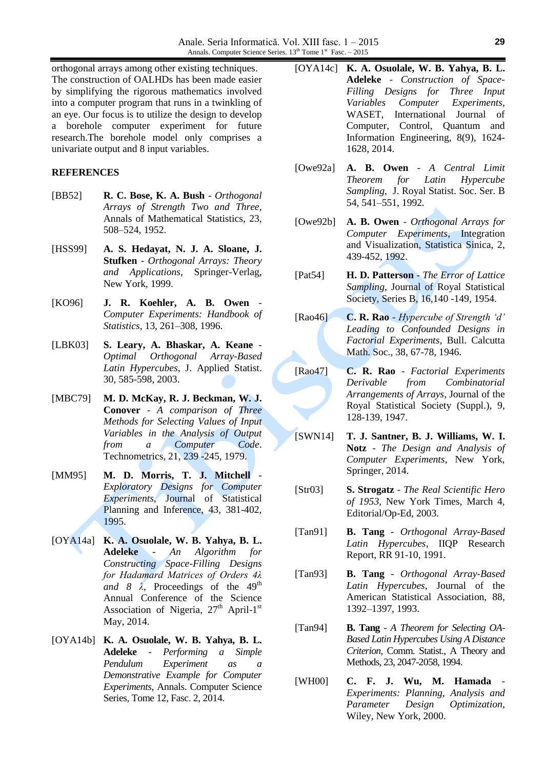orthogonal arrays among other existing techniques. The construction of OALHDs has been made easier by simplifying the rigorous mathematics involved into a computer program that runs in a twinkling of an eye. Our focus is to utilize the design to develop a borehole computer experiment for future research.The borehole model only comprises a univariate output and 8 input variables.

## REFERENCES

[BB52] **R. C. Bose, K. A. Bush** - *Orthogonal Arrays of Strength Two and Three*, Annals of Mathematical Statistics, 23, 508–524, 1952.

[HSS99] **A. S. Hedayat, N. J. A. Sloane, J. Stufken** - *Orthogonal Arrays: Theory and Applications*, Springer-Verlag, New York, 1999.

[KO96] **J. R. Koehler, A. B. Owen** - *Computer Experiments: Handbook of Statistics*, 13, 261–308, 1996.

[LBK03] **S. Leary, A. Bhaskar, A. Keane** - *Optimal Orthogonal Array-Based Latin Hypercubes*, J. Applied Statist. 30, 585-598, 2003.

[MBC79] **M. D. McKay, R. J. Beckman, W. J. Conover** - *A comparison of Three Methods for Selecting Values of Input Variables in the Analysis of Output from a Computer Code*. Technometrics, 21, 239 -245, 1979.

[MM95] **M. D. Morris, T. J. Mitchell** - *Exploratory Designs for Computer Experiments*, Journal of Statistical Planning and Inference, 43, 381-402, 1995.

[OYA14a] **K. A. Osuolale, W. B. Yahya, B. L. Adeleke** - *An Algorithm for Constructing Space-Filling Designs for Hadamard Matrices of Orders 4λ and 8 λ*, Proceedings of the 49th Annual Conference of the Science Association of Nigeria, 27th April-1st May, 2014.

[OYA14b] **K. A. Osuolale, W. B. Yahya, B. L. Adeleke** - *Performing a Simple Pendulum Experiment as a Demonstrative Example for Computer Experiments*, Annals. Computer Science Series, Tome 12, Fasc. 2, 2014.

[OYA14c] **K. A. Osuolale, W. B. Yahya, B. L. Adeleke** - *Construction of Space-Filling Designs for Three Input Variables Computer Experiments*, WASET, International Journal of Computer, Control, Quantum and Information Engineering, 8(9), 1624-1628, 2014.

[Owe92a] **A. B. Owen** - *A Central Limit Theorem for Latin Hypercube Sampling*, J. Royal Statist. Soc. Ser. B 54, 541–551, 1992.

[Owe92b] **A. B. Owen** - *Orthogonal Arrays for Computer Experiments*, Integration and Visualization, Statistica Sinica, 2, 439-452, 1992.

[Pat54] **H. D. Patterson** - *The Error of Lattice Sampling*, Journal of Royal Statistical Society, Series B, 16,140 -149, 1954.

[Rao46] **C. R. Rao** - *Hypercube of Strength 'd' Leading to Confounded Designs in Factorial Experiments*, Bull. Calcutta Math. Soc., 38, 67-78, 1946.

[Rao47] **C. R. Rao** - *Factorial Experiments Derivable from Combinatorial Arrangements of Arrays*, Journal of the Royal Statistical Society (Suppl.), 9, 128-139, 1947.

[SWN14] **T. J. Santner, B. J. Williams, W. I. Notz** - *The Design and Analysis of Computer Experiments*, New York, Springer, 2014.

[Str03] **S. Strogatz** - *The Real Scientific Hero of 1953*, New York Times, March 4, Editorial/Op-Ed, 2003.

[Tan91] **B. Tang** - *Orthogonal Array-Based Latin Hypercubes*, IIQP Research Report, RR 91-10, 1991.

[Tan93] **B. Tang** - *Orthogonal Array-Based Latin Hypercubes*, Journal of the American Statistical Association, 88, 1392–1397, 1993.

[Tan94] **B. Tang** - *A Theorem for Selecting OA-Based Latin Hypercubes Using A Distance Criterion*, Comm. Statist., A Theory and Methods, 23, 2047-2058, 1994.

[WH00] **C. F. J. Wu, M. Hamada** - *Experiments: Planning, Analysis and Parameter Design Optimization*, Wiley, New York, 2000.